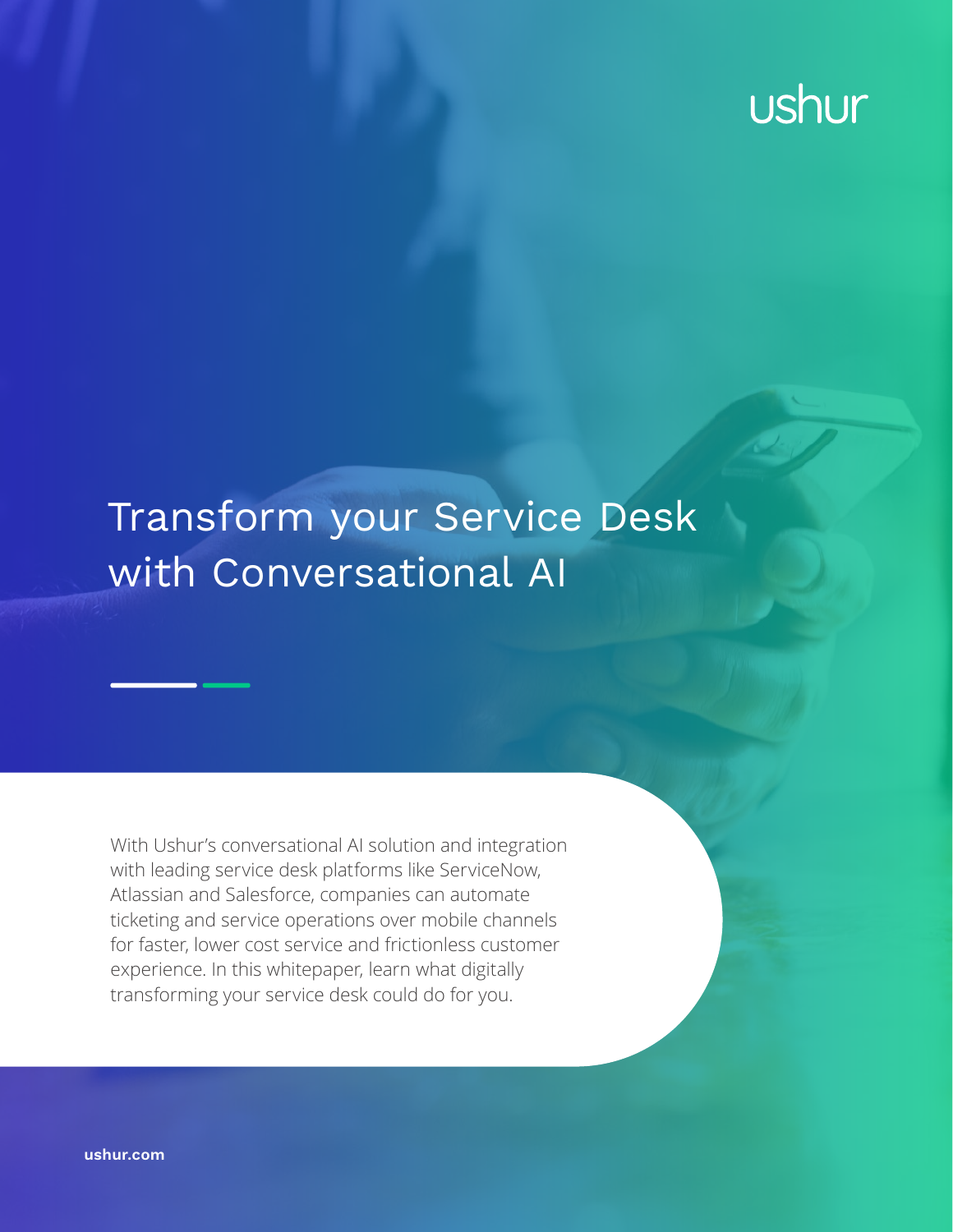ushur

# Transform your Service Desk with Conversational AI

With Ushur's conversational AI solution and integration with leading service desk platforms like ServiceNow, Atlassian and Salesforce, companies can automate ticketing and service operations over mobile channels for faster, lower cost service and frictionless customer experience. In this whitepaper, learn what digitally transforming your service desk could do for you.

**ushur.com**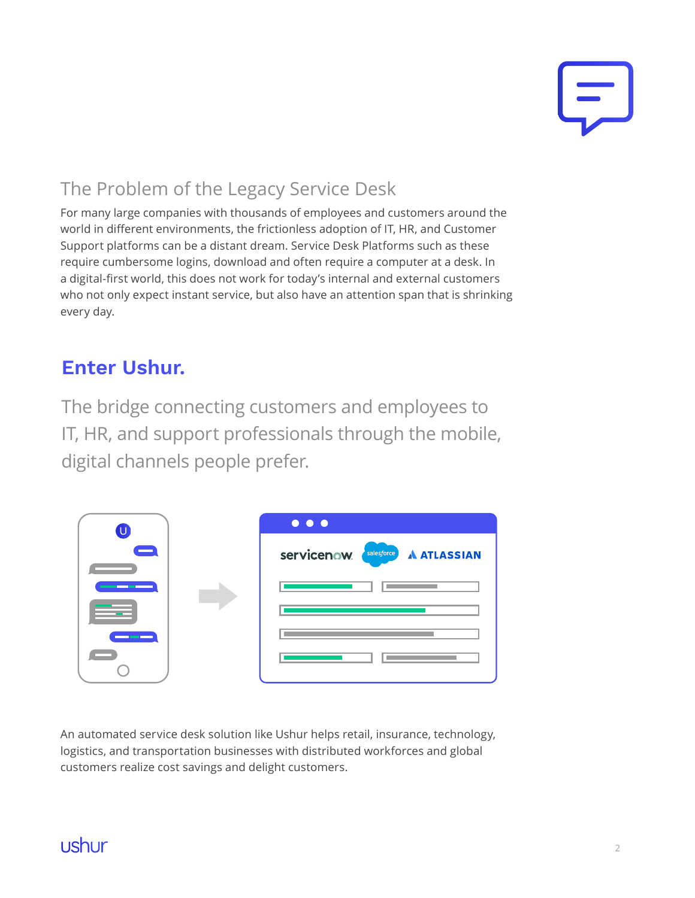## The Problem of the Legacy Service Desk

For many large companies with thousands of employees and customers around the world in different environments, the frictionless adoption of IT, HR, and Customer Support platforms can be a distant dream. Service Desk Platforms such as these require cumbersome logins, download and often require a computer at a desk. In a digital-first world, this does not work for today's internal and external customers who not only expect instant service, but also have an attention span that is shrinking every day.

## Enter Ushur.

The bridge connecting customers and employees to IT, HR, and support professionals through the mobile, digital channels people prefer.

An automated service desk solution like Ushur helps retail, insurance, technology, logistics, and transportation businesses with distributed workforces and global customers realize cost savings and delight customers.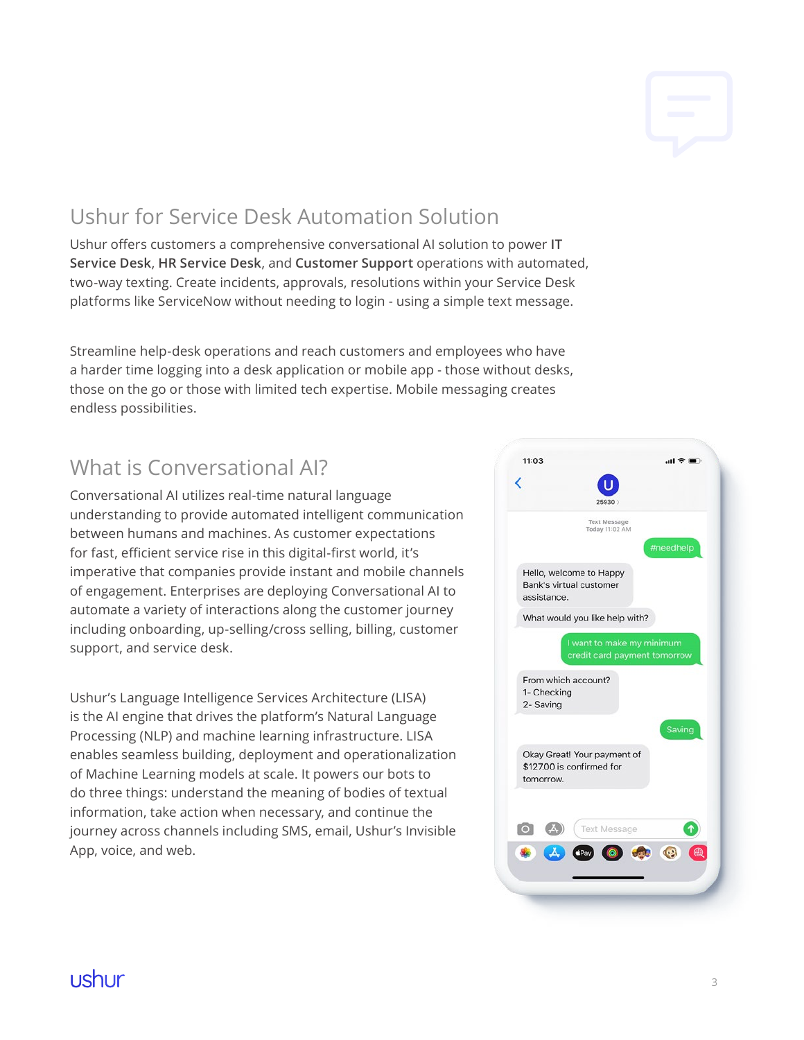## Ushur for Service Desk Automation Solution

Ushur offers customers a comprehensive conversational AI solution to power **IT Service Desk**, **HR Service Desk**, and **Customer Support** operations with automated, two-way texting. Create incidents, approvals, resolutions within your Service Desk platforms like ServiceNow without needing to login - using a simple text message.

Streamline help-desk operations and reach customers and employees who have a harder time logging into a desk application or mobile app - those without desks, those on the go or those with limited tech expertise. Mobile messaging creates endless possibilities.

## What is Conversational AI?

Conversational AI utilizes real-time natural language understanding to provide automated intelligent communication between humans and machines. As customer expectations for fast, efficient service rise in this digital-first world, it's imperative that companies provide instant and mobile channels of engagement. Enterprises are deploying Conversational AI to automate a variety of interactions along the customer journey including onboarding, up-selling/cross selling, billing, customer support, and service desk.

Ushur's Language Intelligence Services Architecture (LISA) is the AI engine that drives the platform's Natural Language Processing (NLP) and machine learning infrastructure. LISA enables seamless building, deployment and operationalization of Machine Learning models at scale. It powers our bots to do three things: understand the meaning of bodies of textual information, take action when necessary, and continue the journey across channels including SMS, email, Ushur's Invisible App, voice, and web.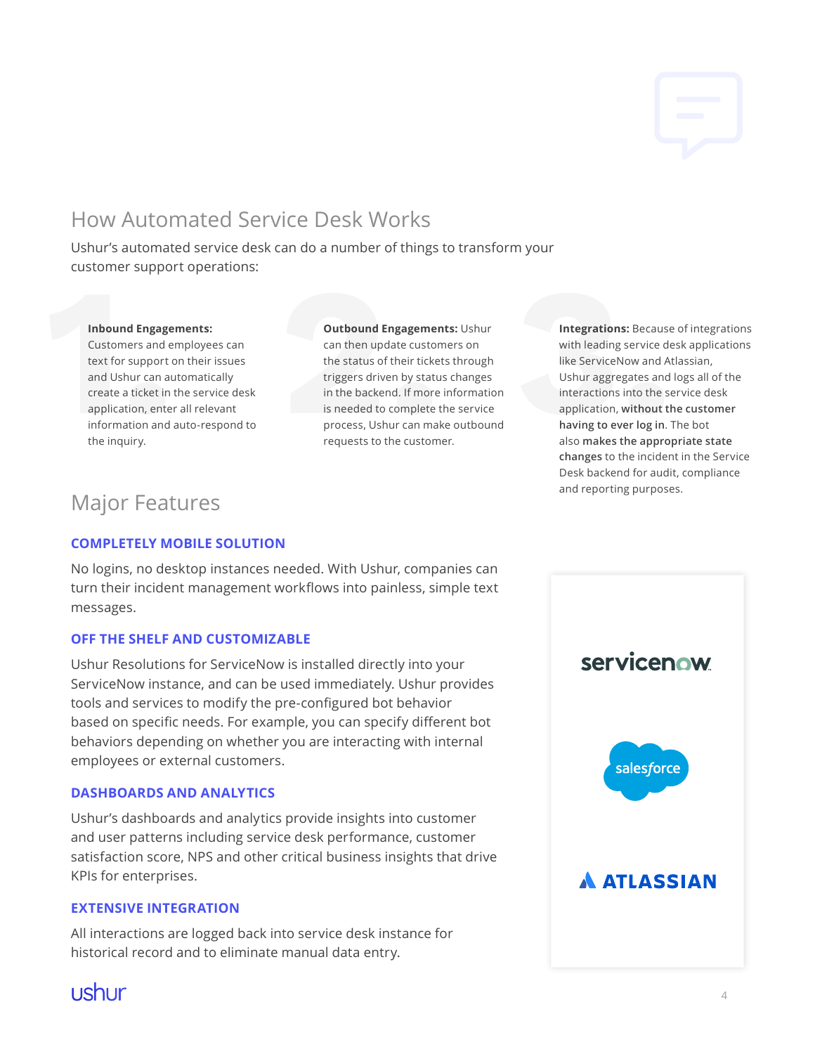## How Automated Service Desk Works

Ushur's automated service desk can do a number of things to transform your customer support operations:

1. **Inbound Engagements:** Customers and employees can text for support on their issues and Ushur can automatically create a ticket in the service desk application, enter all relevant information and auto-respond to the inquiry.

2. **Outbound Engagements:** Ushur can then update customers on the status of their tickets through triggers driven by status changes in the backend. If more information is needed to complete the service process, Ushur can make outbound requests to the customer.

3. **Integrations:** Because of integrations with leading service desk applications like ServiceNow and Atlassian, Ushur aggregates and logs all of the interactions into the service desk application, **without the customer having to ever log in**. The bot also **makes the appropriate state changes** to the incident in the Service Desk backend for audit, compliance and reporting purposes.

## Major Features

### COMPLETELY MOBILE SOLUTION

No logins, no desktop instances needed. With Ushur, companies can turn their incident management workflows into painless, simple text messages.

### OFF THE SHELF AND CUSTOMIZABLE

Ushur Resolutions for ServiceNow is installed directly into your ServiceNow instance, and can be used immediately. Ushur provides tools and services to modify the pre-configured bot behavior based on specific needs. For example, you can specify different bot behaviors depending on whether you are interacting with internal employees or external customers.

### DASHBOARDS AND ANALYTICS

Ushur's dashboards and analytics provide insights into customer and user patterns including service desk performance, customer satisfaction score, NPS and other critical business insights that drive KPIs for enterprises.

### EXTENSIVE INTEGRATION

All interactions are logged back into service desk instance for historical record and to eliminate manual data entry.

servicenow

salesforce

ATLASSIAN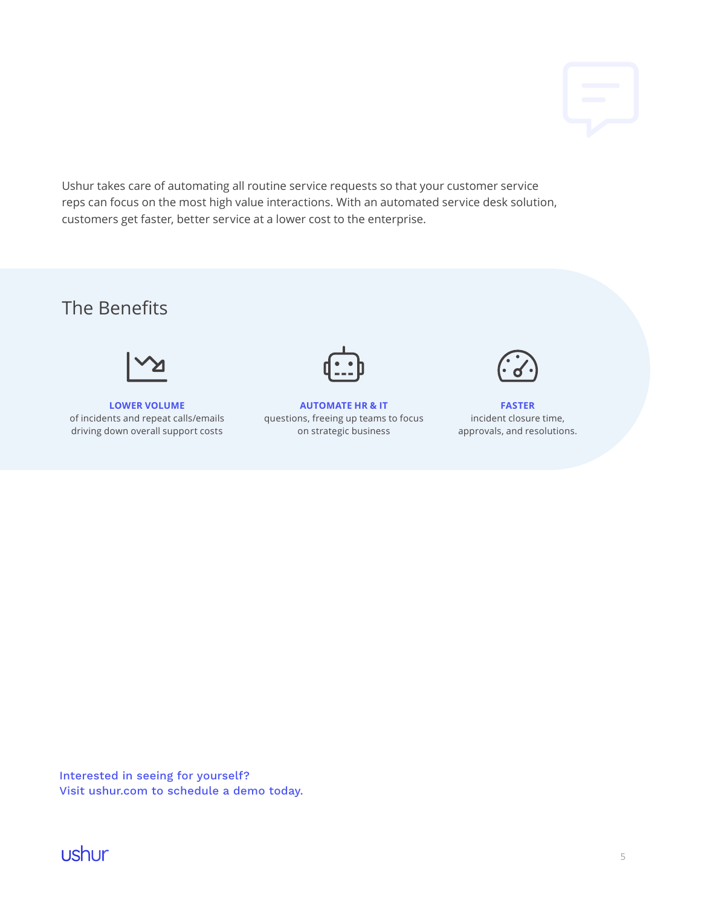Ushur takes care of automating all routine service requests so that your customer service reps can focus on the most high value interactions. With an automated service desk solution, customers get faster, better service at a lower cost to the enterprise.

## The Benefits

**LOWER VOLUME**
of incidents and repeat calls/emails driving down overall support costs

**AUTOMATE HR & IT**
questions, freeing up teams to focus on strategic business

**FASTER**
incident closure time, approvals, and resolutions.

Interested in seeing for yourself?
Visit ushur.com to schedule a demo today.

ushur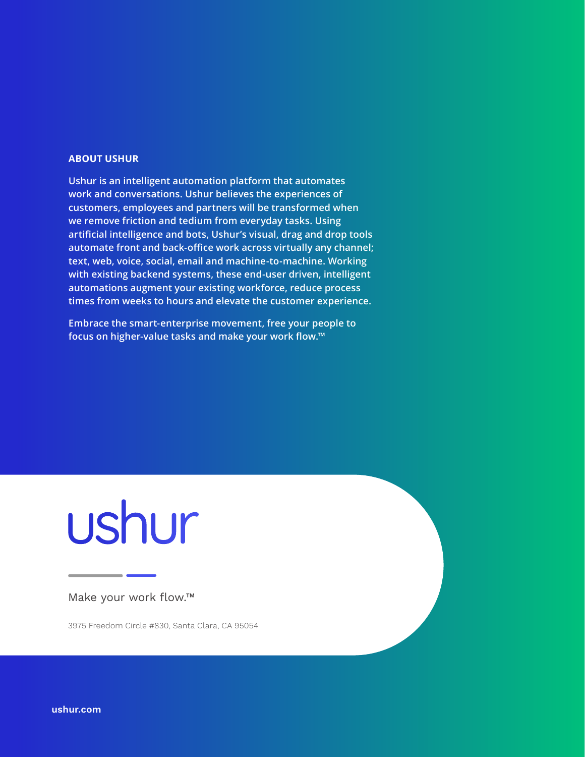## ABOUT USHUR

**Ushur is an intelligent automation platform that automates work and conversations. Ushur believes the experiences of customers, employees and partners will be transformed when we remove friction and tedium from everyday tasks. Using artificial intelligence and bots, Ushur's visual, drag and drop tools automate front and back-office work across virtually any channel; text, web, voice, social, email and machine-to-machine. Working with existing backend systems, these end-user driven, intelligent automations augment your existing workforce, reduce process times from weeks to hours and elevate the customer experience.**

**Embrace the smart-enterprise movement, free your people to focus on higher-value tasks and make your work flow.™**

ushur

Make your work flow.™

3975 Freedom Circle #830, Santa Clara, CA 95054

**ushur.com**